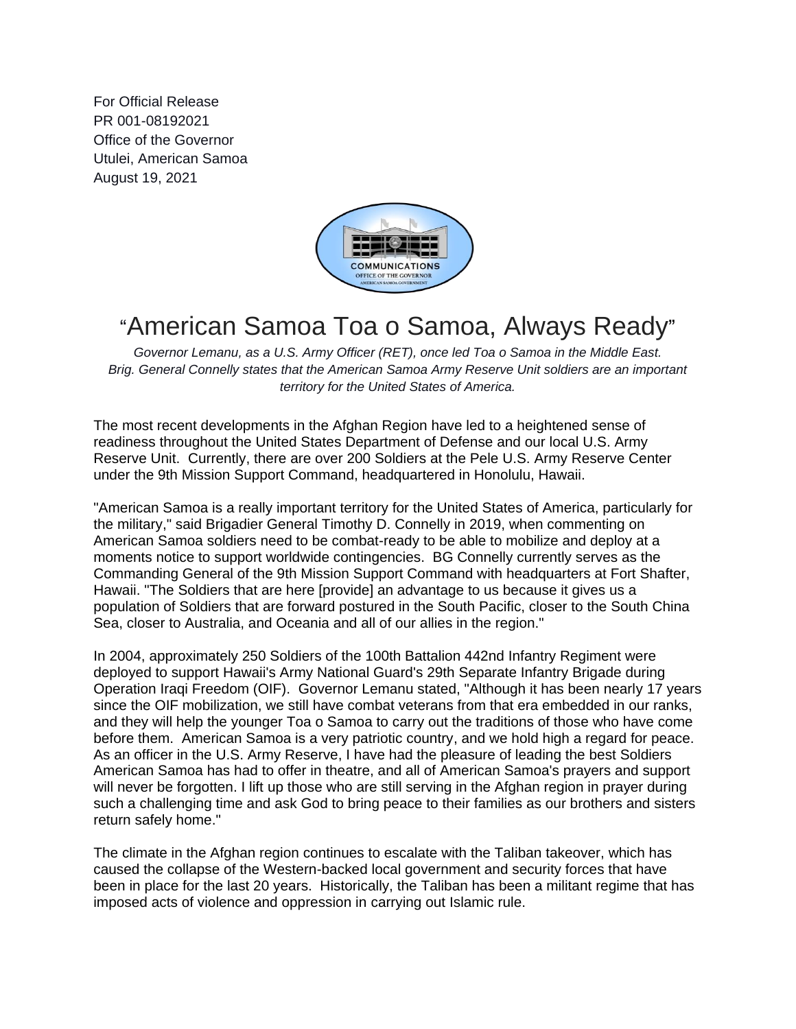For Official Release
PR 001-08192021
Office of the Governor
Utulei, American Samoa
August 19, 2021

# "American Samoa Toa o Samoa, Always Ready"

*Governor Lemanu, as a U.S. Army Officer (RET), once led Toa o Samoa in the Middle East. Brig. General Connelly states that the American Samoa Army Reserve Unit soldiers are an important territory for the United States of America.*

The most recent developments in the Afghan Region have led to a heightened sense of readiness throughout the United States Department of Defense and our local U.S. Army Reserve Unit. Currently, there are over 200 Soldiers at the Pele U.S. Army Reserve Center under the 9th Mission Support Command, headquartered in Honolulu, Hawaii.

"American Samoa is a really important territory for the United States of America, particularly for the military," said Brigadier General Timothy D. Connelly in 2019, when commenting on American Samoa soldiers need to be combat-ready to be able to mobilize and deploy at a moments notice to support worldwide contingencies. BG Connelly currently serves as the Commanding General of the 9th Mission Support Command with headquarters at Fort Shafter, Hawaii. "The Soldiers that are here [provide] an advantage to us because it gives us a population of Soldiers that are forward postured in the South Pacific, closer to the South China Sea, closer to Australia, and Oceania and all of our allies in the region."

In 2004, approximately 250 Soldiers of the 100th Battalion 442nd Infantry Regiment were deployed to support Hawaii's Army National Guard's 29th Separate Infantry Brigade during Operation Iraqi Freedom (OIF). Governor Lemanu stated, "Although it has been nearly 17 years since the OIF mobilization, we still have combat veterans from that era embedded in our ranks, and they will help the younger Toa o Samoa to carry out the traditions of those who have come before them. American Samoa is a very patriotic country, and we hold high a regard for peace. As an officer in the U.S. Army Reserve, I have had the pleasure of leading the best Soldiers American Samoa has had to offer in theatre, and all of American Samoa's prayers and support will never be forgotten. I lift up those who are still serving in the Afghan region in prayer during such a challenging time and ask God to bring peace to their families as our brothers and sisters return safely home."

The climate in the Afghan region continues to escalate with the Taliban takeover, which has caused the collapse of the Western-backed local government and security forces that have been in place for the last 20 years. Historically, the Taliban has been a militant regime that has imposed acts of violence and oppression in carrying out Islamic rule.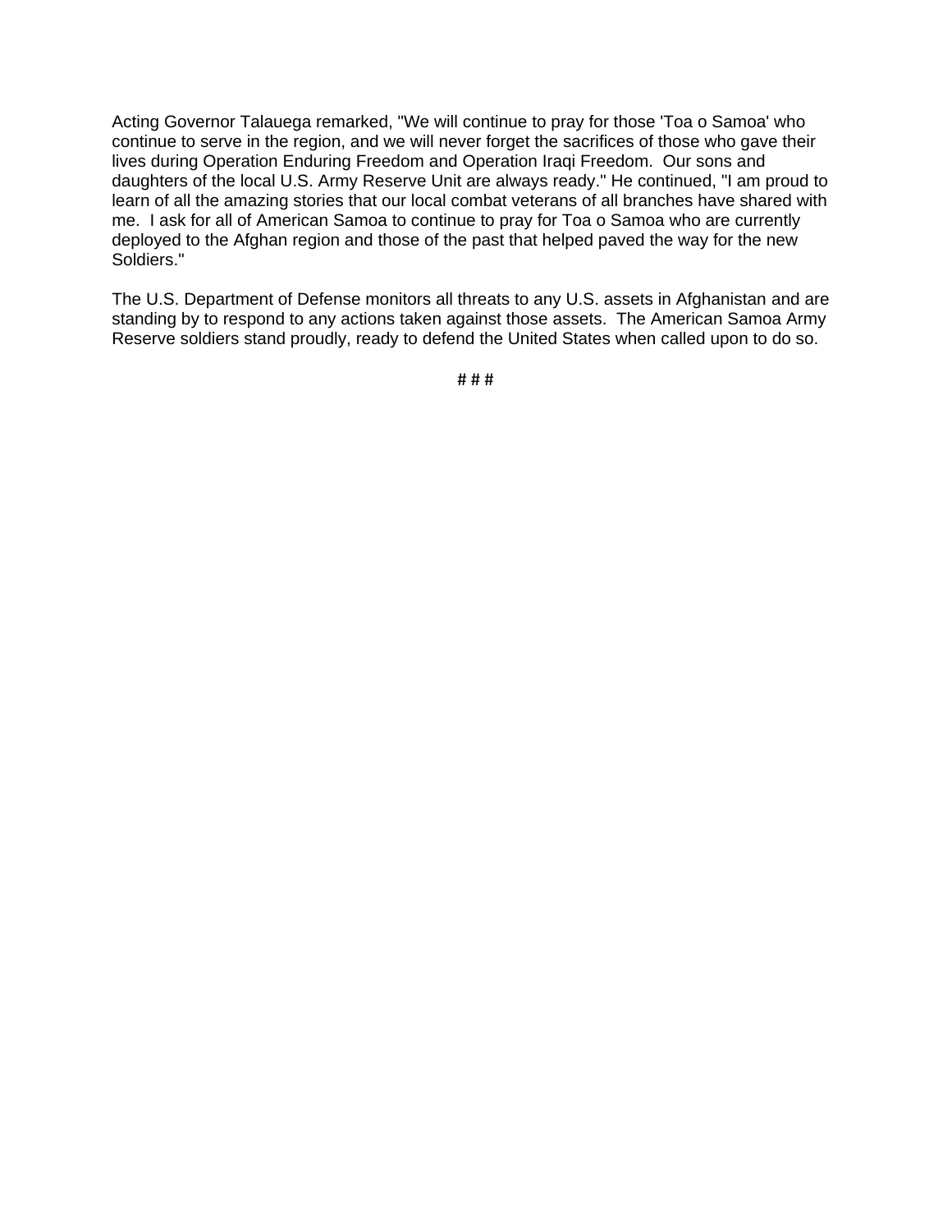Acting Governor Talauega remarked, "We will continue to pray for those 'Toa o Samoa' who continue to serve in the region, and we will never forget the sacrifices of those who gave their lives during Operation Enduring Freedom and Operation Iraqi Freedom.  Our sons and daughters of the local U.S. Army Reserve Unit are always ready." He continued, "I am proud to learn of all the amazing stories that our local combat veterans of all branches have shared with me.  I ask for all of American Samoa to continue to pray for Toa o Samoa who are currently deployed to the Afghan region and those of the past that helped paved the way for the new Soldiers."

The U.S. Department of Defense monitors all threats to any U.S. assets in Afghanistan and are standing by to respond to any actions taken against those assets.  The American Samoa Army Reserve soldiers stand proudly, ready to defend the United States when called upon to do so.

# # #